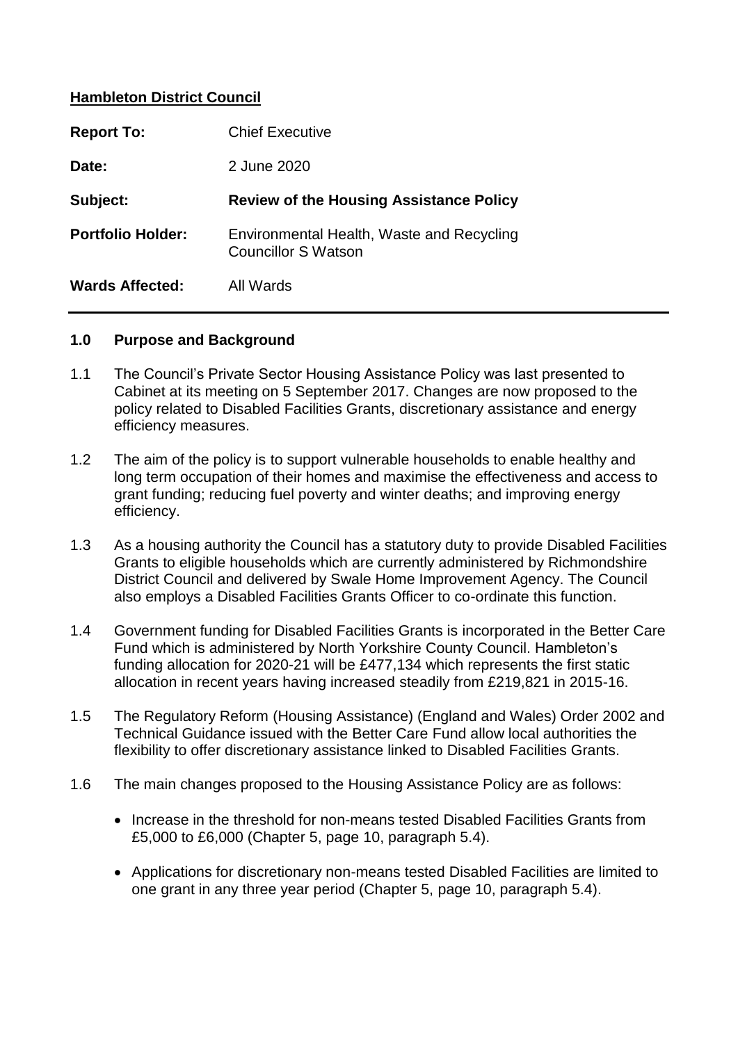**Hambleton District Council**

| | |
|---|---|
| **Report To:** | Chief Executive |
| **Date:** | 2 June 2020 |
| **Subject:** | **Review of the Housing Assistance Policy** |
| **Portfolio Holder:** | Environmental Health, Waste and Recycling<br>Councillor S Watson |
| **Wards Affected:** | All Wards |

---

**1.0 Purpose and Background**

1.1 The Council's Private Sector Housing Assistance Policy was last presented to Cabinet at its meeting on 5 September 2017. Changes are now proposed to the policy related to Disabled Facilities Grants, discretionary assistance and energy efficiency measures.

1.2 The aim of the policy is to support vulnerable households to enable healthy and long term occupation of their homes and maximise the effectiveness and access to grant funding; reducing fuel poverty and winter deaths; and improving energy efficiency.

1.3 As a housing authority the Council has a statutory duty to provide Disabled Facilities Grants to eligible households which are currently administered by Richmondshire District Council and delivered by Swale Home Improvement Agency. The Council also employs a Disabled Facilities Grants Officer to co-ordinate this function.

1.4 Government funding for Disabled Facilities Grants is incorporated in the Better Care Fund which is administered by North Yorkshire County Council. Hambleton's funding allocation for 2020-21 will be £477,134 which represents the first static allocation in recent years having increased steadily from £219,821 in 2015-16.

1.5 The Regulatory Reform (Housing Assistance) (England and Wales) Order 2002 and Technical Guidance issued with the Better Care Fund allow local authorities the flexibility to offer discretionary assistance linked to Disabled Facilities Grants.

1.6 The main changes proposed to the Housing Assistance Policy are as follows:

- Increase in the threshold for non-means tested Disabled Facilities Grants from £5,000 to £6,000 (Chapter 5, page 10, paragraph 5.4).
- Applications for discretionary non-means tested Disabled Facilities are limited to one grant in any three year period (Chapter 5, page 10, paragraph 5.4).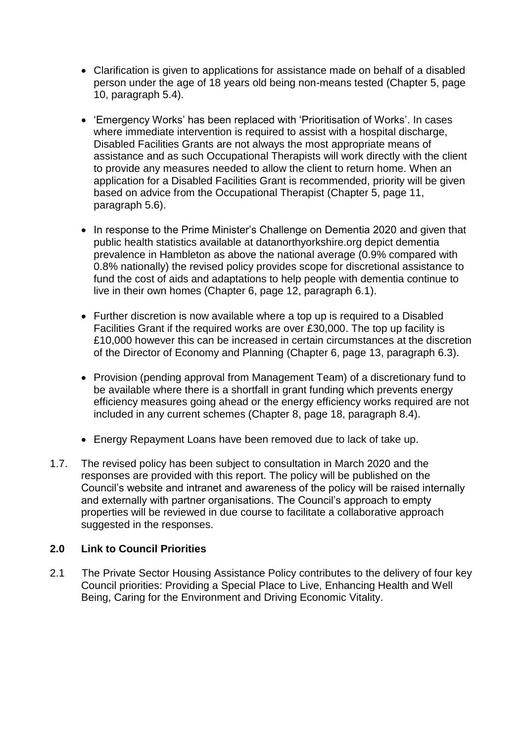- Clarification is given to applications for assistance made on behalf of a disabled person under the age of 18 years old being non-means tested (Chapter 5, page 10, paragraph 5.4).

- 'Emergency Works' has been replaced with 'Prioritisation of Works'. In cases where immediate intervention is required to assist with a hospital discharge, Disabled Facilities Grants are not always the most appropriate means of assistance and as such Occupational Therapists will work directly with the client to provide any measures needed to allow the client to return home. When an application for a Disabled Facilities Grant is recommended, priority will be given based on advice from the Occupational Therapist (Chapter 5, page 11, paragraph 5.6).

- In response to the Prime Minister's Challenge on Dementia 2020 and given that public health statistics available at datanorthyorkshire.org depict dementia prevalence in Hambleton as above the national average (0.9% compared with 0.8% nationally) the revised policy provides scope for discretional assistance to fund the cost of aids and adaptations to help people with dementia continue to live in their own homes (Chapter 6, page 12, paragraph 6.1).

- Further discretion is now available where a top up is required to a Disabled Facilities Grant if the required works are over £30,000. The top up facility is £10,000 however this can be increased in certain circumstances at the discretion of the Director of Economy and Planning (Chapter 6, page 13, paragraph 6.3).

- Provision (pending approval from Management Team) of a discretionary fund to be available where there is a shortfall in grant funding which prevents energy efficiency measures going ahead or the energy efficiency works required are not included in any current schemes (Chapter 8, page 18, paragraph 8.4).

- Energy Repayment Loans have been removed due to lack of take up.

1.7. The revised policy has been subject to consultation in March 2020 and the responses are provided with this report. The policy will be published on the Council's website and intranet and awareness of the policy will be raised internally and externally with partner organisations. The Council's approach to empty properties will be reviewed in due course to facilitate a collaborative approach suggested in the responses.

## 2.0 Link to Council Priorities

2.1 The Private Sector Housing Assistance Policy contributes to the delivery of four key Council priorities: Providing a Special Place to Live, Enhancing Health and Well Being, Caring for the Environment and Driving Economic Vitality.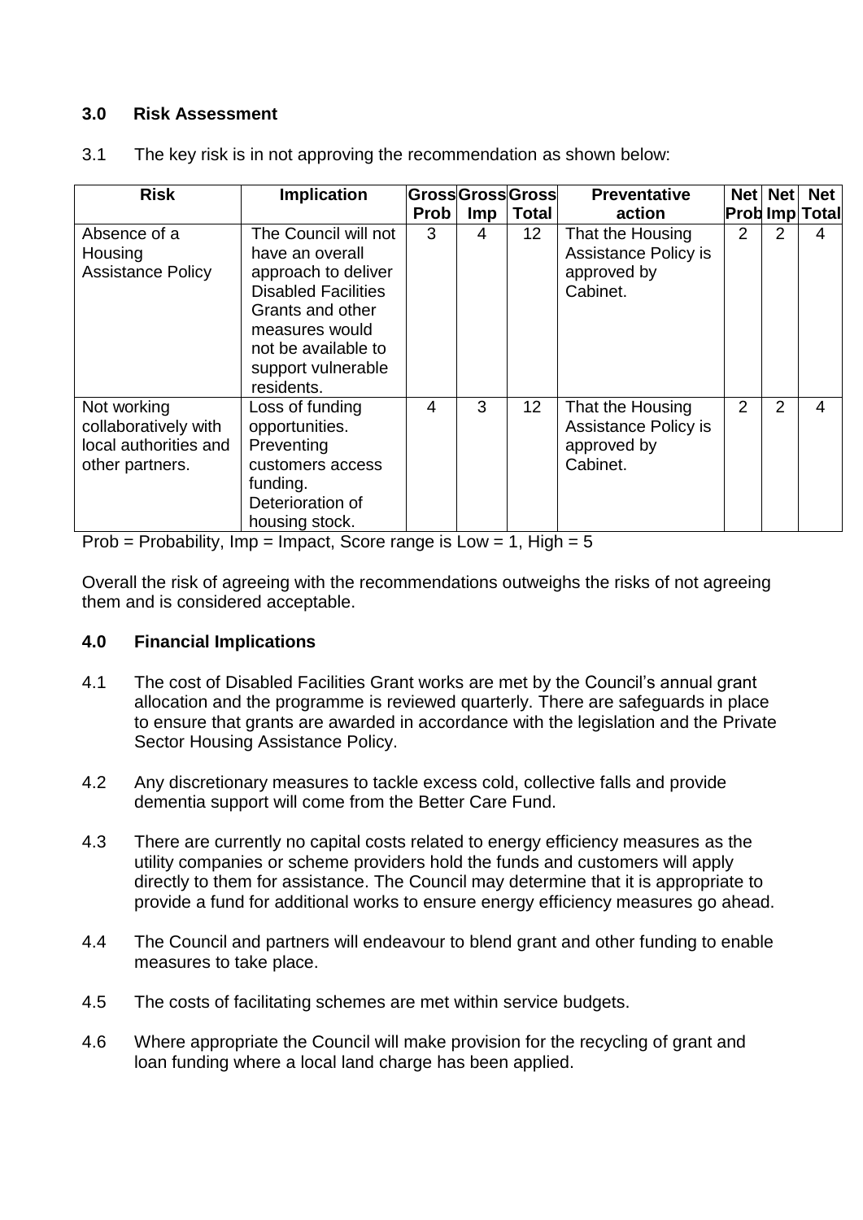### 3.0 Risk Assessment

3.1 The key risk is in not approving the recommendation as shown below:

| Risk | Implication | Gross Prob | Gross Imp | Gross Total | Preventative action | Net Prob | Net Imp | Net Total |
|---|---|---|---|---|---|---|---|---|
| Absence of a Housing Assistance Policy | The Council will not have an overall approach to deliver Disabled Facilities Grants and other measures would not be available to support vulnerable residents. | 3 | 4 | 12 | That the Housing Assistance Policy is approved by Cabinet. | 2 | 2 | 4 |
| Not working collaboratively with local authorities and other partners. | Loss of funding opportunities. Preventing customers access funding. Deterioration of housing stock. | 4 | 3 | 12 | That the Housing Assistance Policy is approved by Cabinet. | 2 | 2 | 4 |

Prob = Probability, Imp = Impact, Score range is Low = 1, High = 5

Overall the risk of agreeing with the recommendations outweighs the risks of not agreeing them and is considered acceptable.

### 4.0 Financial Implications

4.1 The cost of Disabled Facilities Grant works are met by the Council's annual grant allocation and the programme is reviewed quarterly. There are safeguards in place to ensure that grants are awarded in accordance with the legislation and the Private Sector Housing Assistance Policy.

4.2 Any discretionary measures to tackle excess cold, collective falls and provide dementia support will come from the Better Care Fund.

4.3 There are currently no capital costs related to energy efficiency measures as the utility companies or scheme providers hold the funds and customers will apply directly to them for assistance. The Council may determine that it is appropriate to provide a fund for additional works to ensure energy efficiency measures go ahead.

4.4 The Council and partners will endeavour to blend grant and other funding to enable measures to take place.

4.5 The costs of facilitating schemes are met within service budgets.

4.6 Where appropriate the Council will make provision for the recycling of grant and loan funding where a local land charge has been applied.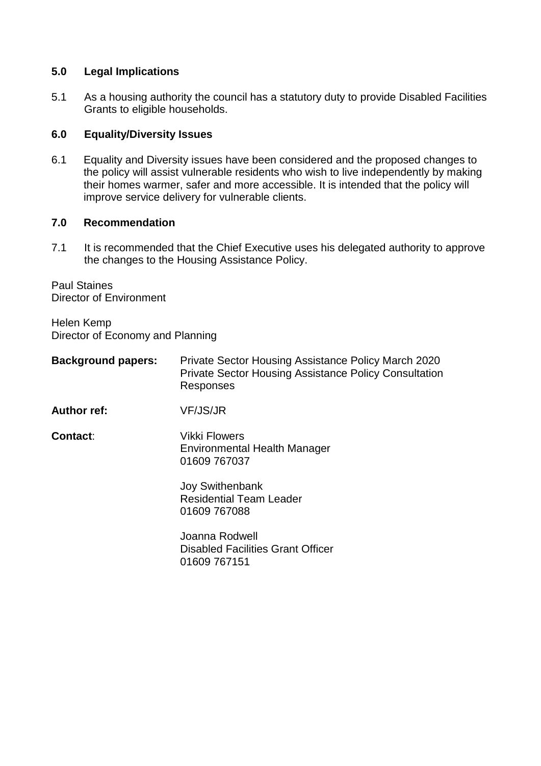## 5.0 Legal Implications

5.1 As a housing authority the council has a statutory duty to provide Disabled Facilities Grants to eligible households.

## 6.0 Equality/Diversity Issues

6.1 Equality and Diversity issues have been considered and the proposed changes to the policy will assist vulnerable residents who wish to live independently by making their homes warmer, safer and more accessible. It is intended that the policy will improve service delivery for vulnerable clients.

## 7.0 Recommendation

7.1 It is recommended that the Chief Executive uses his delegated authority to approve the changes to the Housing Assistance Policy.

Paul Staines
Director of Environment

Helen Kemp
Director of Economy and Planning

**Background papers:** Private Sector Housing Assistance Policy March 2020
Private Sector Housing Assistance Policy Consultation Responses

**Author ref:** VF/JS/JR

**Contact**:

Vikki Flowers
Environmental Health Manager
01609 767037

Joy Swithenbank
Residential Team Leader
01609 767088

Joanna Rodwell
Disabled Facilities Grant Officer
01609 767151